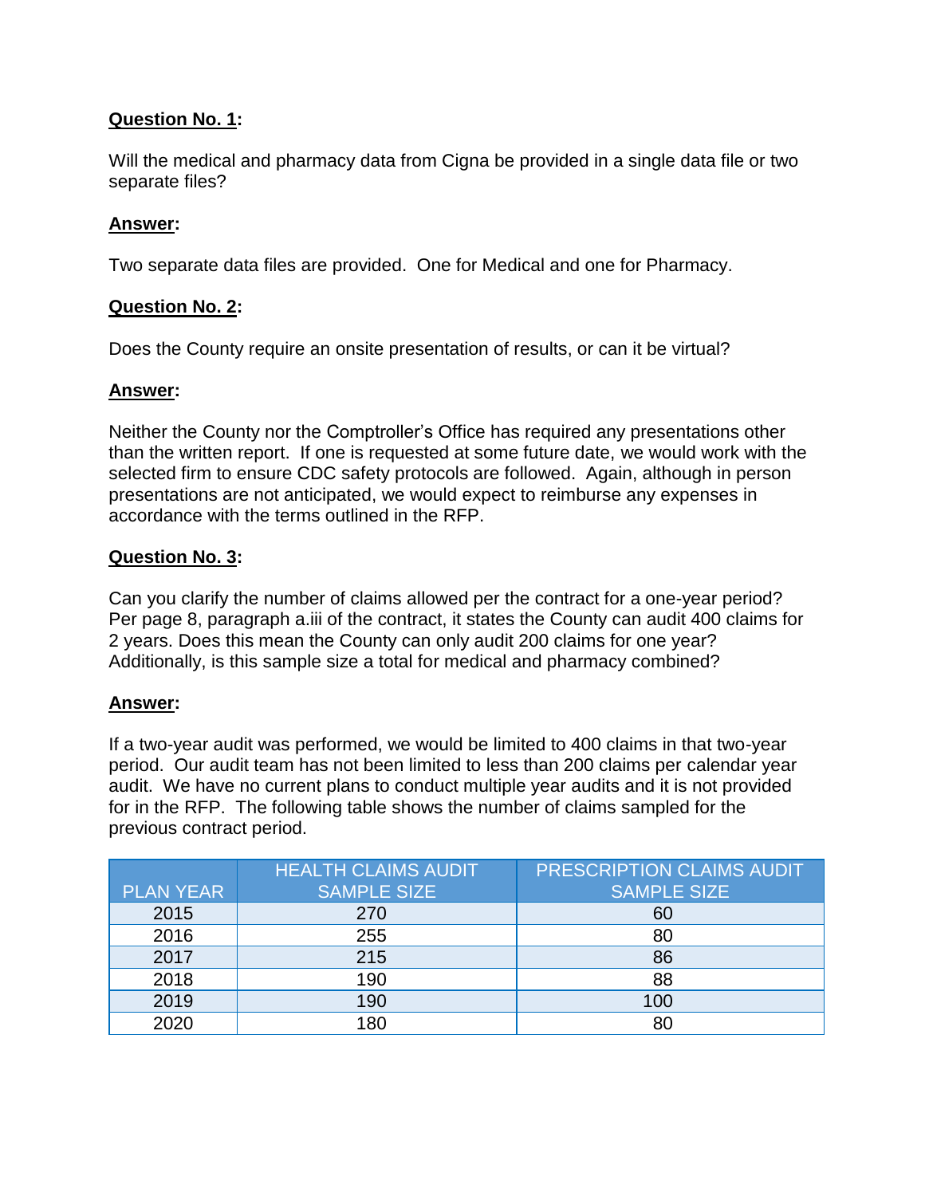**<u>Question No. 1</u>:**

Will the medical and pharmacy data from Cigna be provided in a single data file or two separate files?

**<u>Answer</u>:**

Two separate data files are provided. One for Medical and one for Pharmacy.

**<u>Question No. 2</u>:**

Does the County require an onsite presentation of results, or can it be virtual?

**<u>Answer</u>:**

Neither the County nor the Comptroller's Office has required any presentations other than the written report. If one is requested at some future date, we would work with the selected firm to ensure CDC safety protocols are followed. Again, although in person presentations are not anticipated, we would expect to reimburse any expenses in accordance with the terms outlined in the RFP.

**<u>Question No. 3</u>:**

Can you clarify the number of claims allowed per the contract for a one-year period? Per page 8, paragraph a.iii of the contract, it states the County can audit 400 claims for 2 years. Does this mean the County can only audit 200 claims for one year? Additionally, is this sample size a total for medical and pharmacy combined?

**<u>Answer</u>:**

If a two-year audit was performed, we would be limited to 400 claims in that two-year period. Our audit team has not been limited to less than 200 claims per calendar year audit. We have no current plans to conduct multiple year audits and it is not provided for in the RFP. The following table shows the number of claims sampled for the previous contract period.

| PLAN YEAR | HEALTH CLAIMS AUDIT SAMPLE SIZE | PRESCRIPTION CLAIMS AUDIT SAMPLE SIZE |
|---|---|---|
| 2015 | 270 | 60 |
| 2016 | 255 | 80 |
| 2017 | 215 | 86 |
| 2018 | 190 | 88 |
| 2019 | 190 | 100 |
| 2020 | 180 | 80 |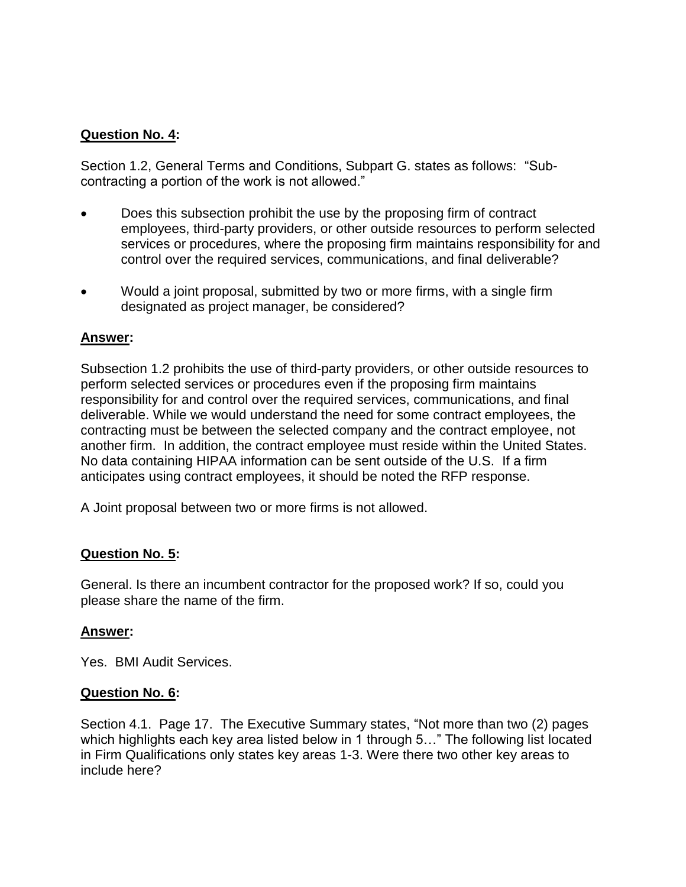**<u>Question No. 4</u>:**

Section 1.2, General Terms and Conditions, Subpart G. states as follows: "Sub-contracting a portion of the work is not allowed."

- Does this subsection prohibit the use by the proposing firm of contract employees, third-party providers, or other outside resources to perform selected services or procedures, where the proposing firm maintains responsibility for and control over the required services, communications, and final deliverable?
- Would a joint proposal, submitted by two or more firms, with a single firm designated as project manager, be considered?

**<u>Answer</u>:**

Subsection 1.2 prohibits the use of third-party providers, or other outside resources to perform selected services or procedures even if the proposing firm maintains responsibility for and control over the required services, communications, and final deliverable. While we would understand the need for some contract employees, the contracting must be between the selected company and the contract employee, not another firm. In addition, the contract employee must reside within the United States. No data containing HIPAA information can be sent outside of the U.S. If a firm anticipates using contract employees, it should be noted the RFP response.

A Joint proposal between two or more firms is not allowed.

**<u>Question No. 5</u>:**

General. Is there an incumbent contractor for the proposed work? If so, could you please share the name of the firm.

**<u>Answer</u>:**

Yes. BMI Audit Services.

**<u>Question No. 6</u>:**

Section 4.1. Page 17. The Executive Summary states, "Not more than two (2) pages which highlights each key area listed below in 1 through 5…" The following list located in Firm Qualifications only states key areas 1-3. Were there two other key areas to include here?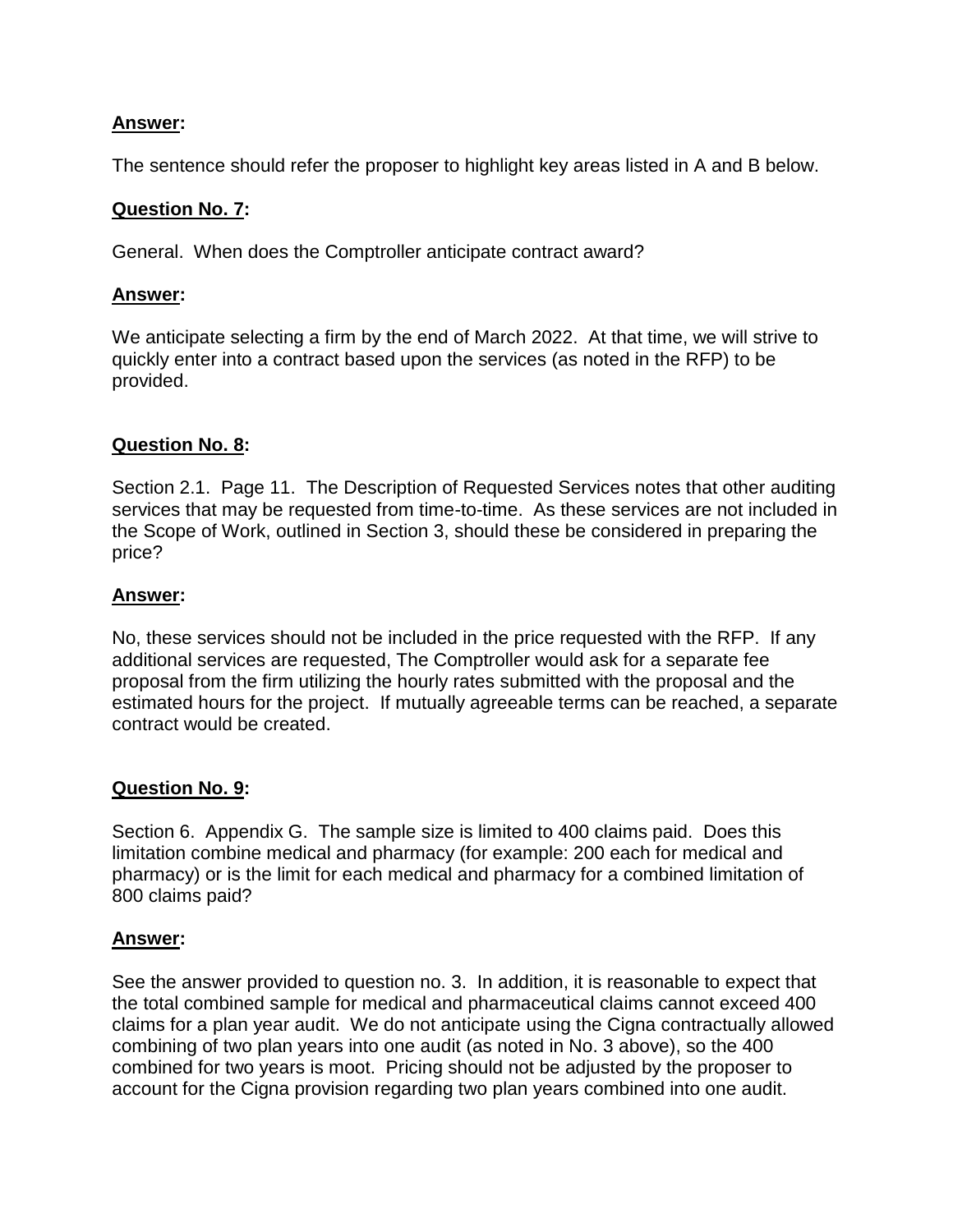**Answer:**

The sentence should refer the proposer to highlight key areas listed in A and B below.

**Question No. 7:**

General. When does the Comptroller anticipate contract award?

**Answer:**

We anticipate selecting a firm by the end of March 2022. At that time, we will strive to quickly enter into a contract based upon the services (as noted in the RFP) to be provided.

**Question No. 8:**

Section 2.1. Page 11. The Description of Requested Services notes that other auditing services that may be requested from time-to-time. As these services are not included in the Scope of Work, outlined in Section 3, should these be considered in preparing the price?

**Answer:**

No, these services should not be included in the price requested with the RFP. If any additional services are requested, The Comptroller would ask for a separate fee proposal from the firm utilizing the hourly rates submitted with the proposal and the estimated hours for the project. If mutually agreeable terms can be reached, a separate contract would be created.

**Question No. 9:**

Section 6. Appendix G. The sample size is limited to 400 claims paid. Does this limitation combine medical and pharmacy (for example: 200 each for medical and pharmacy) or is the limit for each medical and pharmacy for a combined limitation of 800 claims paid?

**Answer:**

See the answer provided to question no. 3. In addition, it is reasonable to expect that the total combined sample for medical and pharmaceutical claims cannot exceed 400 claims for a plan year audit. We do not anticipate using the Cigna contractually allowed combining of two plan years into one audit (as noted in No. 3 above), so the 400 combined for two years is moot. Pricing should not be adjusted by the proposer to account for the Cigna provision regarding two plan years combined into one audit.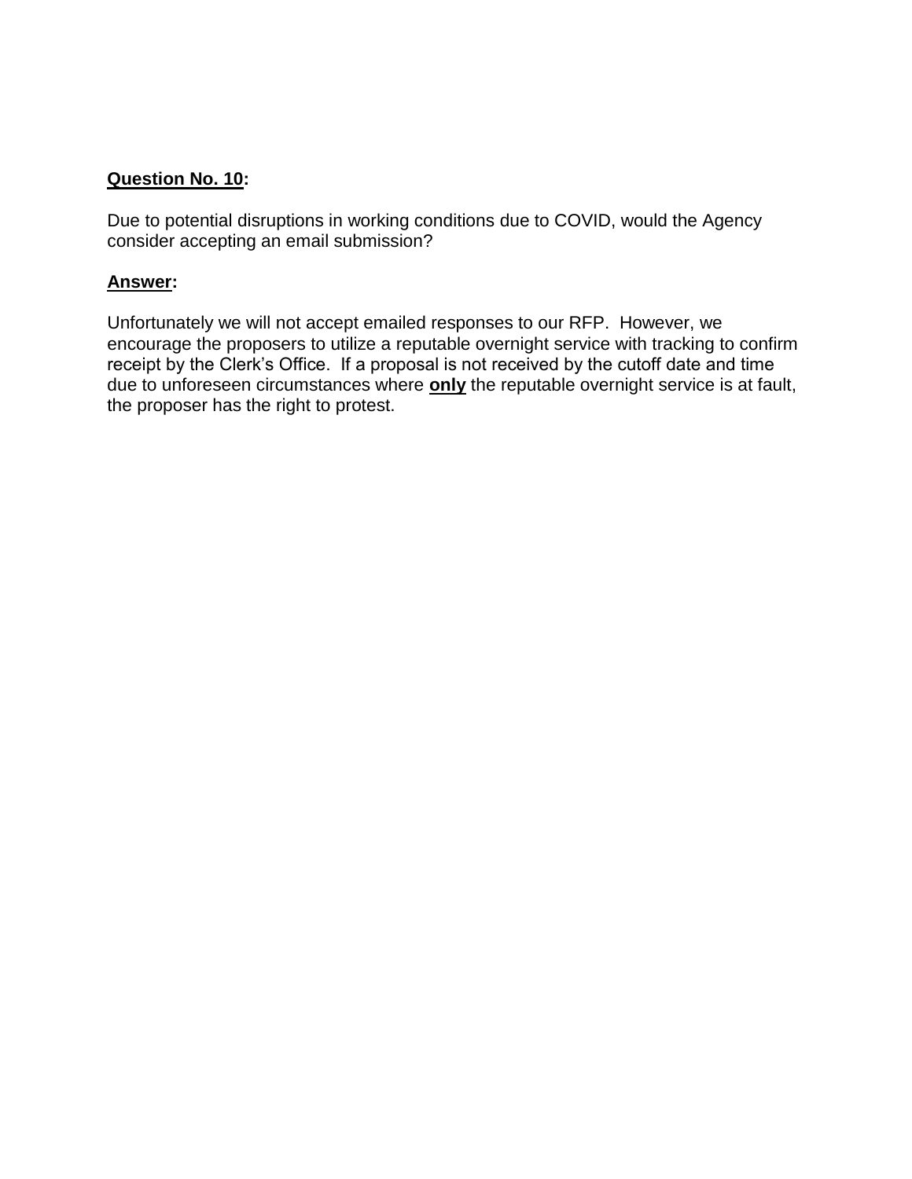**<u>Question No. 10</u>:**

Due to potential disruptions in working conditions due to COVID, would the Agency consider accepting an email submission?

**<u>Answer</u>:**

Unfortunately we will not accept emailed responses to our RFP. However, we encourage the proposers to utilize a reputable overnight service with tracking to confirm receipt by the Clerk's Office. If a proposal is not received by the cutoff date and time due to unforeseen circumstances where **<u>only</u>** the reputable overnight service is at fault, the proposer has the right to protest.